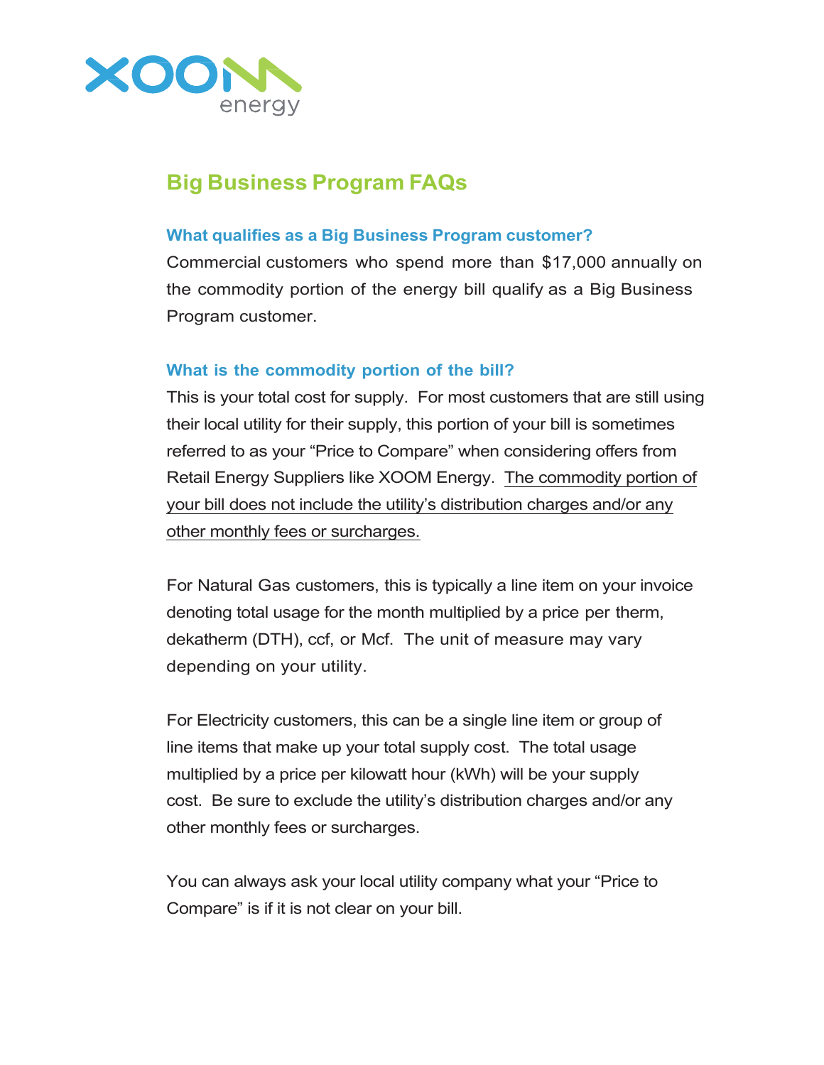XOOM energy

# Big Business Program FAQs

### What qualifies as a Big Business Program customer?

Commercial customers who spend more than $17,000 annually on the commodity portion of the energy bill qualify as a Big Business Program customer.

### What is the commodity portion of the bill?

This is your total cost for supply. For most customers that are still using their local utility for their supply, this portion of your bill is sometimes referred to as your "Price to Compare" when considering offers from Retail Energy Suppliers like XOOM Energy. <u>The commodity portion of your bill does not include the utility's distribution charges and/or any other monthly fees or surcharges.</u>

For Natural Gas customers, this is typically a line item on your invoice denoting total usage for the month multiplied by a price per therm, dekatherm (DTH), ccf, or Mcf. The unit of measure may vary depending on your utility.

For Electricity customers, this can be a single line item or group of line items that make up your total supply cost. The total usage multiplied by a price per kilowatt hour (kWh) will be your supply cost. Be sure to exclude the utility's distribution charges and/or any other monthly fees or surcharges.

You can always ask your local utility company what your "Price to Compare" is if it is not clear on your bill.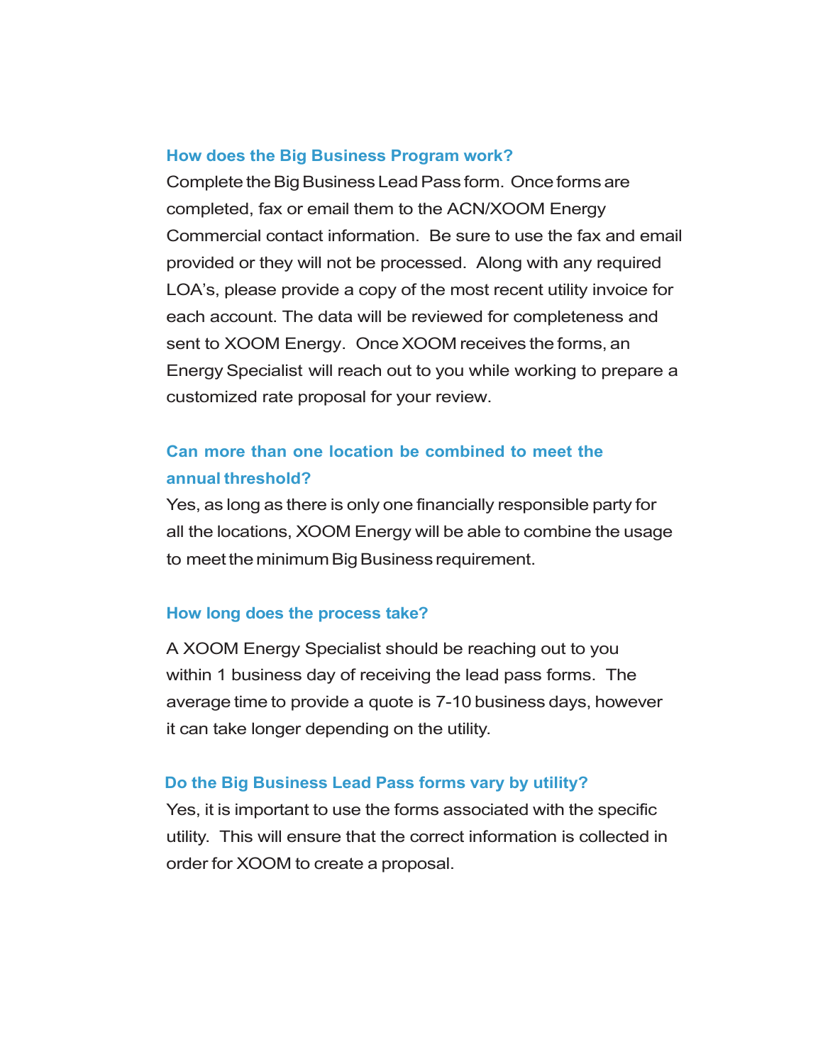### How does the Big Business Program work?

Complete the Big Business Lead Pass form. Once forms are completed, fax or email them to the ACN/XOOM Energy Commercial contact information. Be sure to use the fax and email provided or they will not be processed. Along with any required LOA's, please provide a copy of the most recent utility invoice for each account. The data will be reviewed for completeness and sent to XOOM Energy. Once XOOM receives the forms, an Energy Specialist will reach out to you while working to prepare a customized rate proposal for your review.

### Can more than one location be combined to meet the annual threshold?

Yes, as long as there is only one financially responsible party for all the locations, XOOM Energy will be able to combine the usage to meet the minimum Big Business requirement.

### How long does the process take?

A XOOM Energy Specialist should be reaching out to you within 1 business day of receiving the lead pass forms. The average time to provide a quote is 7-10 business days, however it can take longer depending on the utility.

### Do the Big Business Lead Pass forms vary by utility?

Yes, it is important to use the forms associated with the specific utility. This will ensure that the correct information is collected in order for XOOM to create a proposal.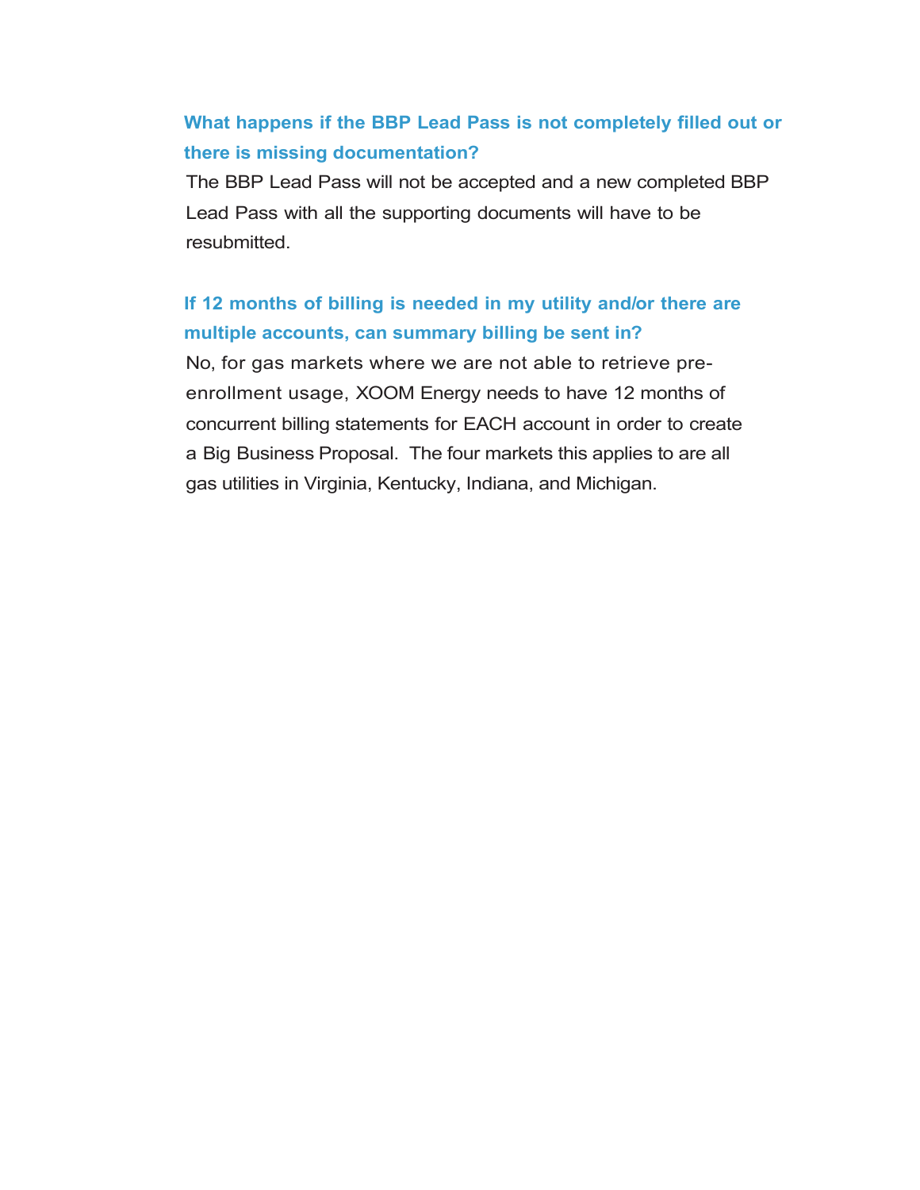**What happens if the BBP Lead Pass is not completely filled out or there is missing documentation?**

The BBP Lead Pass will not be accepted and a new completed BBP Lead Pass with all the supporting documents will have to be resubmitted.

**If 12 months of billing is needed in my utility and/or there are multiple accounts, can summary billing be sent in?**

No, for gas markets where we are not able to retrieve pre-enrollment usage, XOOM Energy needs to have 12 months of concurrent billing statements for EACH account in order to create a Big Business Proposal. The four markets this applies to are all gas utilities in Virginia, Kentucky, Indiana, and Michigan.